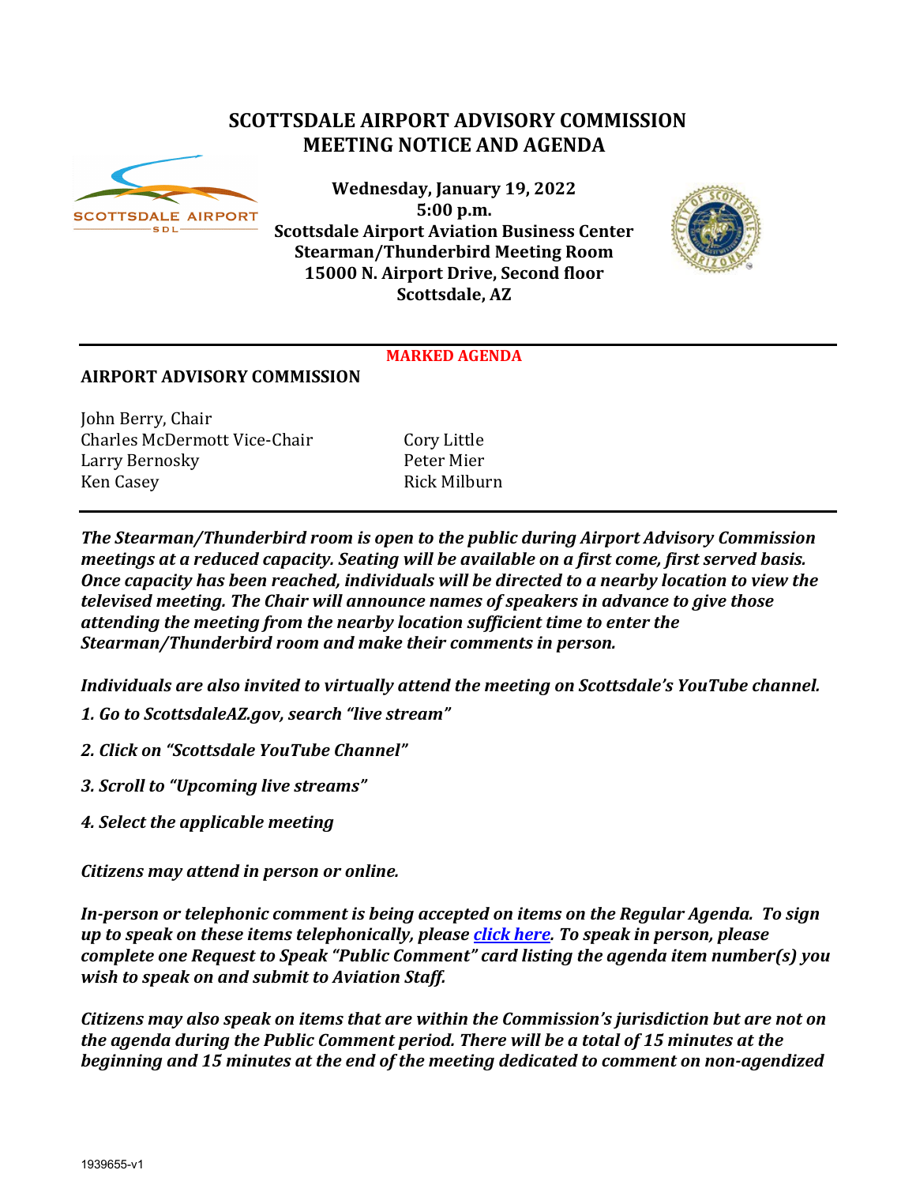# SCOTTSDALE AIRPORT ADVISORY COMMISSION MEETING NOTICE AND AGENDA

**Wednesday, January 19, 2022**
**5:00 p.m.**
**Scottsdale Airport Aviation Business Center**
**Stearman/Thunderbird Meeting Room**
**15000 N. Airport Drive, Second floor**
**Scottsdale, AZ**

**MARKED AGENDA**

## AIRPORT ADVISORY COMMISSION

John Berry, Chair
Charles McDermott Vice-Chair
Larry Bernosky
Ken Casey
Cory Little
Peter Mier
Rick Milburn

***The Stearman/Thunderbird room is open to the public during Airport Advisory Commission meetings at a reduced capacity. Seating will be available on a first come, first served basis. Once capacity has been reached, individuals will be directed to a nearby location to view the televised meeting. The Chair will announce names of speakers in advance to give those attending the meeting from the nearby location sufficient time to enter the Stearman/Thunderbird room and make their comments in person.***

***Individuals are also invited to virtually attend the meeting on Scottsdale's YouTube channel.***

***1. Go to ScottsdaleAZ.gov, search "live stream"***

***2. Click on "Scottsdale YouTube Channel"***

***3. Scroll to "Upcoming live streams"***

***4. Select the applicable meeting***

***Citizens may attend in person or online.***

***In-person or telephonic comment is being accepted on items on the Regular Agenda. To sign up to speak on these items telephonically, please click here. To speak in person, please complete one Request to Speak "Public Comment" card listing the agenda item number(s) you wish to speak on and submit to Aviation Staff.***

***Citizens may also speak on items that are within the Commission's jurisdiction but are not on the agenda during the Public Comment period. There will be a total of 15 minutes at the beginning and 15 minutes at the end of the meeting dedicated to comment on non-agendized***

1939655-v1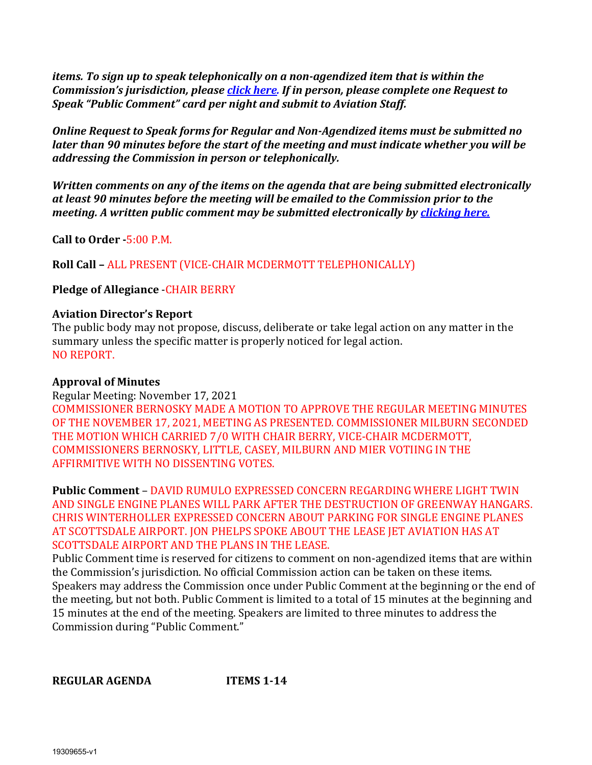***items. To sign up to speak telephonically on a non-agendized item that is within the Commission's jurisdiction, please [click here](). If in person, please complete one Request to Speak "Public Comment" card per night and submit to Aviation Staff.***

***Online Request to Speak forms for Regular and Non-Agendized items must be submitted no later than 90 minutes before the start of the meeting and must indicate whether you will be addressing the Commission in person or telephonically.***

***Written comments on any of the items on the agenda that are being submitted electronically at least 90 minutes before the meeting will be emailed to the Commission prior to the meeting. A written public comment may be submitted electronically by [clicking here.]()***

**Call to Order -**5:00 P.M.

**Roll Call –** ALL PRESENT (VICE-CHAIR MCDERMOTT TELEPHONICALLY)

**Pledge of Allegiance** -CHAIR BERRY

**Aviation Director's Report**

The public body may not propose, discuss, deliberate or take legal action on any matter in the summary unless the specific matter is properly noticed for legal action.

NO REPORT.

**Approval of Minutes**

Regular Meeting: November 17, 2021

COMMISSIONER BERNOSKY MADE A MOTION TO APPROVE THE REGULAR MEETING MINUTES OF THE NOVEMBER 17, 2021, MEETING AS PRESENTED. COMMISSIONER MILBURN SECONDED THE MOTION WHICH CARRIED 7/0 WITH CHAIR BERRY, VICE-CHAIR MCDERMOTT, COMMISSIONERS BERNOSKY, LITTLE, CASEY, MILBURN AND MIER VOTIING IN THE AFFIRMITIVE WITH NO DISSENTING VOTES.

**Public Comment** – DAVID RUMULO EXPRESSED CONCERN REGARDING WHERE LIGHT TWIN AND SINGLE ENGINE PLANES WILL PARK AFTER THE DESTRUCTION OF GREENWAY HANGARS. CHRIS WINTERHOLLER EXPRESSED CONCERN ABOUT PARKING FOR SINGLE ENGINE PLANES AT SCOTTSDALE AIRPORT. JON PHELPS SPOKE ABOUT THE LEASE JET AVIATION HAS AT SCOTTSDALE AIRPORT AND THE PLANS IN THE LEASE.

Public Comment time is reserved for citizens to comment on non-agendized items that are within the Commission's jurisdiction. No official Commission action can be taken on these items. Speakers may address the Commission once under Public Comment at the beginning or the end of the meeting, but not both. Public Comment is limited to a total of 15 minutes at the beginning and 15 minutes at the end of the meeting. Speakers are limited to three minutes to address the Commission during "Public Comment."

**REGULAR AGENDA ITEMS 1-14**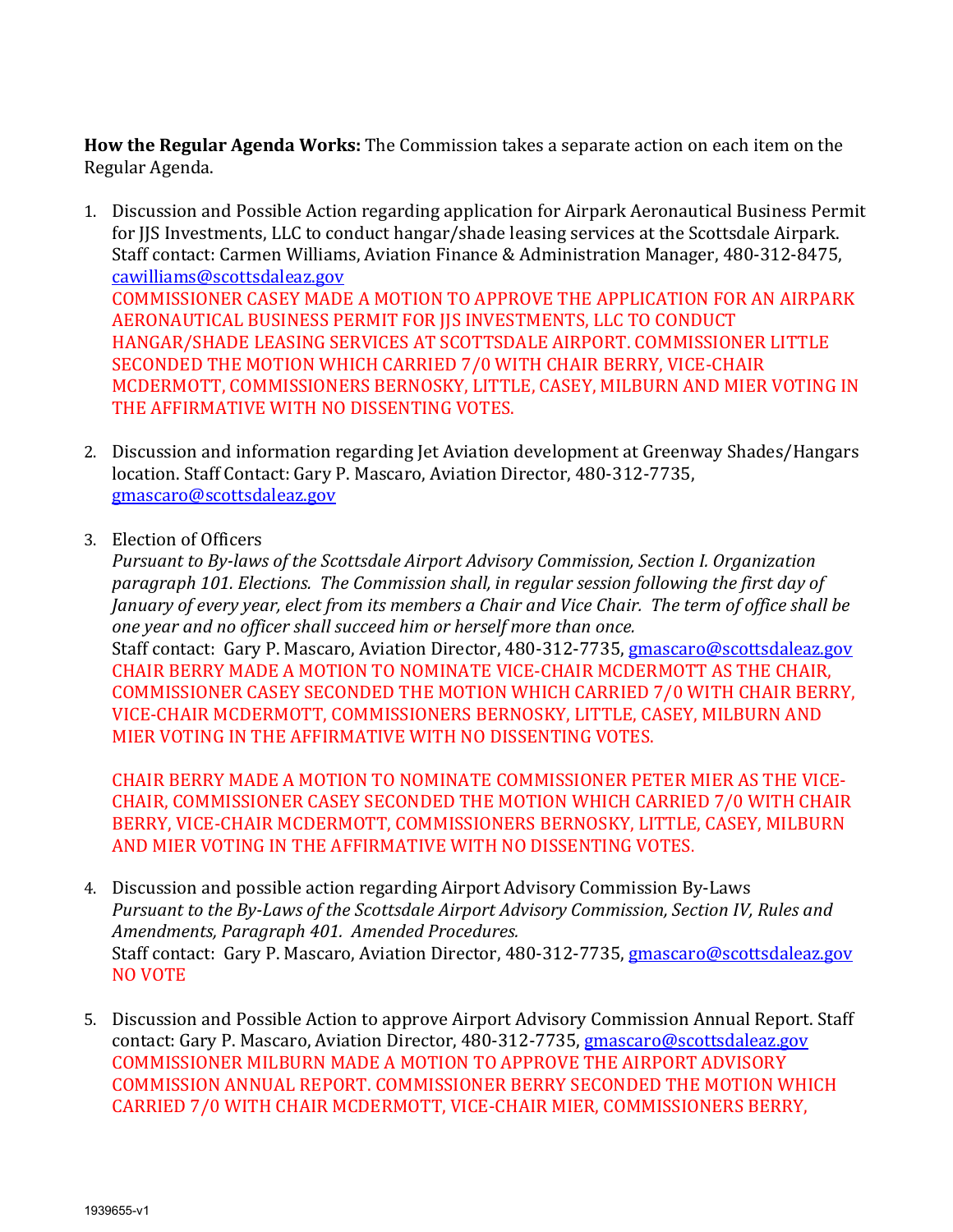**How the Regular Agenda Works:** The Commission takes a separate action on each item on the Regular Agenda.

1. Discussion and Possible Action regarding application for Airpark Aeronautical Business Permit for JJS Investments, LLC to conduct hangar/shade leasing services at the Scottsdale Airpark. Staff contact: Carmen Williams, Aviation Finance & Administration Manager, 480-312-8475, cawilliams@scottsdaleaz.gov
   COMMISSIONER CASEY MADE A MOTION TO APPROVE THE APPLICATION FOR AN AIRPARK AERONAUTICAL BUSINESS PERMIT FOR JJS INVESTMENTS, LLC TO CONDUCT HANGAR/SHADE LEASING SERVICES AT SCOTTSDALE AIRPORT. COMMISSIONER LITTLE SECONDED THE MOTION WHICH CARRIED 7/0 WITH CHAIR BERRY, VICE-CHAIR MCDERMOTT, COMMISSIONERS BERNOSKY, LITTLE, CASEY, MILBURN AND MIER VOTING IN THE AFFIRMATIVE WITH NO DISSENTING VOTES.

2. Discussion and information regarding Jet Aviation development at Greenway Shades/Hangars location. Staff Contact: Gary P. Mascaro, Aviation Director, 480-312-7735, gmascaro@scottsdaleaz.gov

3. Election of Officers
   *Pursuant to By-laws of the Scottsdale Airport Advisory Commission, Section I. Organization paragraph 101. Elections. The Commission shall, in regular session following the first day of January of every year, elect from its members a Chair and Vice Chair. The term of office shall be one year and no officer shall succeed him or herself more than once.*
   Staff contact: Gary P. Mascaro, Aviation Director, 480-312-7735, gmascaro@scottsdaleaz.gov
   CHAIR BERRY MADE A MOTION TO NOMINATE VICE-CHAIR MCDERMOTT AS THE CHAIR, COMMISSIONER CASEY SECONDED THE MOTION WHICH CARRIED 7/0 WITH CHAIR BERRY, VICE-CHAIR MCDERMOTT, COMMISSIONERS BERNOSKY, LITTLE, CASEY, MILBURN AND MIER VOTING IN THE AFFIRMATIVE WITH NO DISSENTING VOTES.

   CHAIR BERRY MADE A MOTION TO NOMINATE COMMISSIONER PETER MIER AS THE VICE-CHAIR, COMMISSIONER CASEY SECONDED THE MOTION WHICH CARRIED 7/0 WITH CHAIR BERRY, VICE-CHAIR MCDERMOTT, COMMISSIONERS BERNOSKY, LITTLE, CASEY, MILBURN AND MIER VOTING IN THE AFFIRMATIVE WITH NO DISSENTING VOTES.

4. Discussion and possible action regarding Airport Advisory Commission By-Laws
   *Pursuant to the By-Laws of the Scottsdale Airport Advisory Commission, Section IV, Rules and Amendments, Paragraph 401. Amended Procedures.*
   Staff contact: Gary P. Mascaro, Aviation Director, 480-312-7735, gmascaro@scottsdaleaz.gov
   NO VOTE

5. Discussion and Possible Action to approve Airport Advisory Commission Annual Report. Staff contact: Gary P. Mascaro, Aviation Director, 480-312-7735, gmascaro@scottsdaleaz.gov
   COMMISSIONER MILBURN MADE A MOTION TO APPROVE THE AIRPORT ADVISORY COMMISSION ANNUAL REPORT. COMMISSIONER BERRY SECONDED THE MOTION WHICH CARRIED 7/0 WITH CHAIR MCDERMOTT, VICE-CHAIR MIER, COMMISSIONERS BERRY,

1939655-v1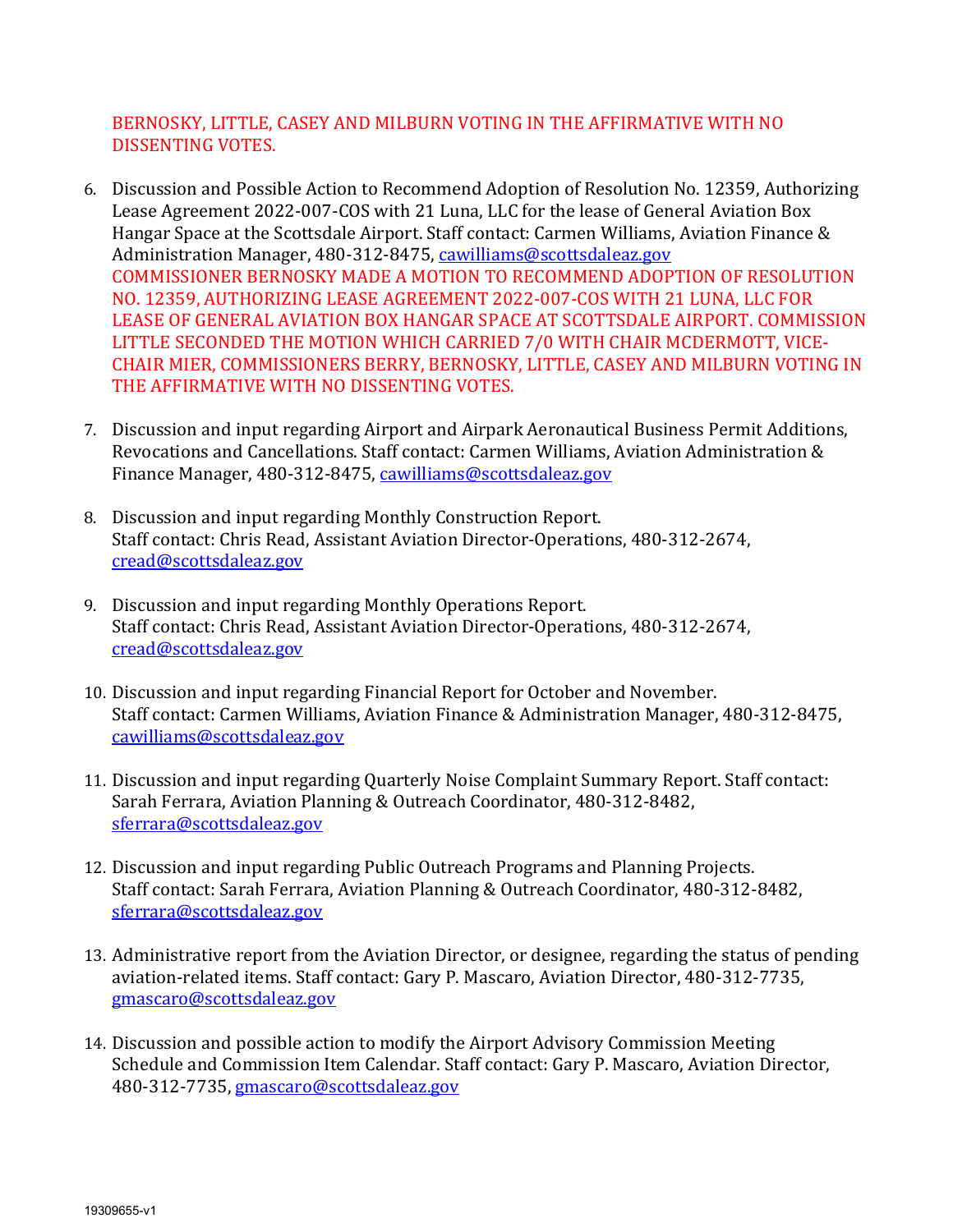BERNOSKY, LITTLE, CASEY AND MILBURN VOTING IN THE AFFIRMATIVE WITH NO DISSENTING VOTES.

6. Discussion and Possible Action to Recommend Adoption of Resolution No. 12359, Authorizing Lease Agreement 2022-007-COS with 21 Luna, LLC for the lease of General Aviation Box Hangar Space at the Scottsdale Airport. Staff contact: Carmen Williams, Aviation Finance & Administration Manager, 480-312-8475, cawilliams@scottsdaleaz.gov
   COMMISSIONER BERNOSKY MADE A MOTION TO RECOMMEND ADOPTION OF RESOLUTION NO. 12359, AUTHORIZING LEASE AGREEMENT 2022-007-COS WITH 21 LUNA, LLC FOR LEASE OF GENERAL AVIATION BOX HANGAR SPACE AT SCOTTSDALE AIRPORT. COMMISSION LITTLE SECONDED THE MOTION WHICH CARRIED 7/0 WITH CHAIR MCDERMOTT, VICE-CHAIR MIER, COMMISSIONERS BERRY, BERNOSKY, LITTLE, CASEY AND MILBURN VOTING IN THE AFFIRMATIVE WITH NO DISSENTING VOTES.

7. Discussion and input regarding Airport and Airpark Aeronautical Business Permit Additions, Revocations and Cancellations. Staff contact: Carmen Williams, Aviation Administration & Finance Manager, 480-312-8475, cawilliams@scottsdaleaz.gov

8. Discussion and input regarding Monthly Construction Report.
   Staff contact: Chris Read, Assistant Aviation Director-Operations, 480-312-2674, cread@scottsdaleaz.gov

9. Discussion and input regarding Monthly Operations Report.
   Staff contact: Chris Read, Assistant Aviation Director-Operations, 480-312-2674, cread@scottsdaleaz.gov

10. Discussion and input regarding Financial Report for October and November.
    Staff contact: Carmen Williams, Aviation Finance & Administration Manager, 480-312-8475, cawilliams@scottsdaleaz.gov

11. Discussion and input regarding Quarterly Noise Complaint Summary Report. Staff contact: Sarah Ferrara, Aviation Planning & Outreach Coordinator, 480-312-8482, sferrara@scottsdaleaz.gov

12. Discussion and input regarding Public Outreach Programs and Planning Projects.
    Staff contact: Sarah Ferrara, Aviation Planning & Outreach Coordinator, 480-312-8482, sferrara@scottsdaleaz.gov

13. Administrative report from the Aviation Director, or designee, regarding the status of pending aviation-related items. Staff contact: Gary P. Mascaro, Aviation Director, 480-312-7735, gmascaro@scottsdaleaz.gov

14. Discussion and possible action to modify the Airport Advisory Commission Meeting Schedule and Commission Item Calendar. Staff contact: Gary P. Mascaro, Aviation Director, 480-312-7735, gmascaro@scottsdaleaz.gov

19309655-v1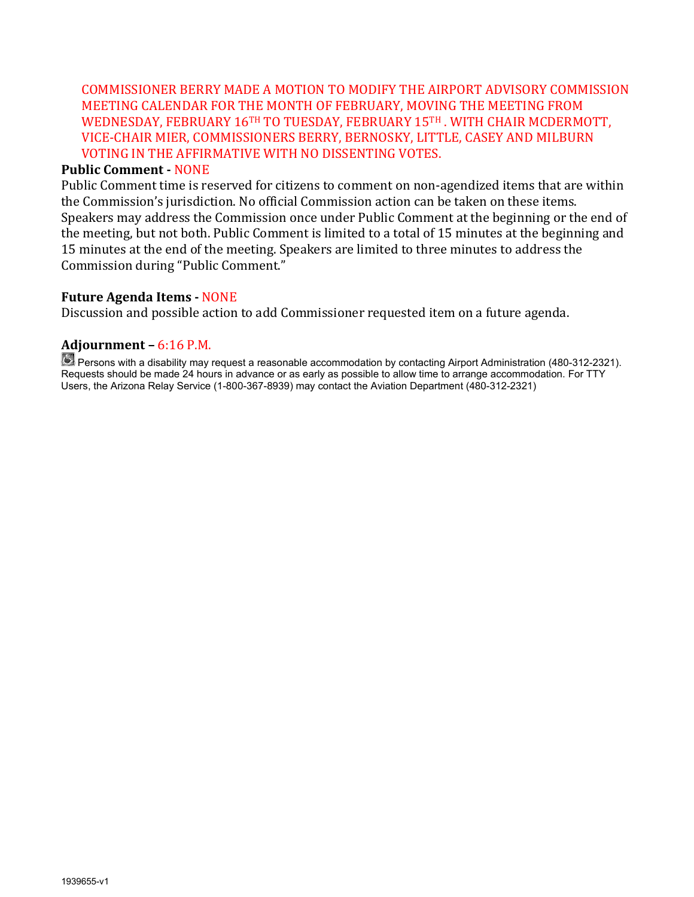COMMISSIONER BERRY MADE A MOTION TO MODIFY THE AIRPORT ADVISORY COMMISSION MEETING CALENDAR FOR THE MONTH OF FEBRUARY, MOVING THE MEETING FROM WEDNESDAY, FEBRUARY 16TH TO TUESDAY, FEBRUARY 15TH . WITH CHAIR MCDERMOTT, VICE-CHAIR MIER, COMMISSIONERS BERRY, BERNOSKY, LITTLE, CASEY AND MILBURN VOTING IN THE AFFIRMATIVE WITH NO DISSENTING VOTES.

**Public Comment -** NONE

Public Comment time is reserved for citizens to comment on non-agendized items that are within the Commission's jurisdiction. No official Commission action can be taken on these items. Speakers may address the Commission once under Public Comment at the beginning or the end of the meeting, but not both. Public Comment is limited to a total of 15 minutes at the beginning and 15 minutes at the end of the meeting. Speakers are limited to three minutes to address the Commission during "Public Comment."

**Future Agenda Items -** NONE

Discussion and possible action to add Commissioner requested item on a future agenda.

**Adjournment –** 6:16 P.M.

Persons with a disability may request a reasonable accommodation by contacting Airport Administration (480-312-2321). Requests should be made 24 hours in advance or as early as possible to allow time to arrange accommodation. For TTY Users, the Arizona Relay Service (1-800-367-8939) may contact the Aviation Department (480-312-2321)

1939655-v1